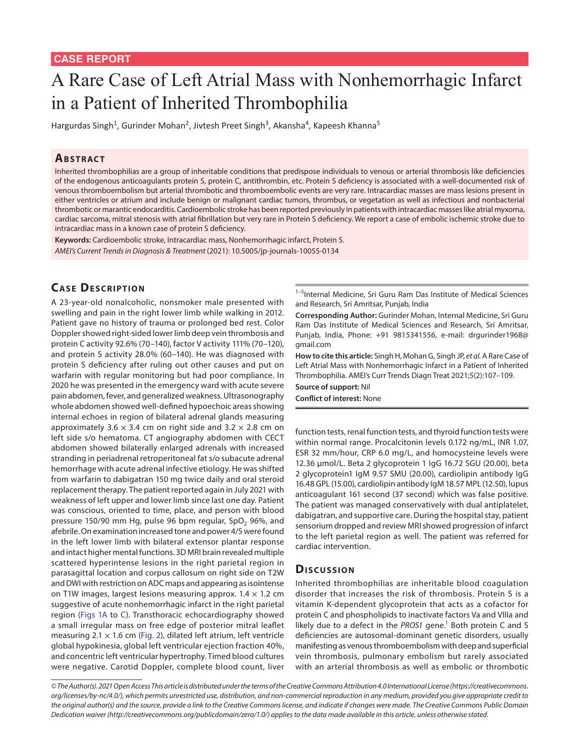**CASE REPORT**

# A Rare Case of Left Atrial Mass with Nonhemorrhagic Infarct in a Patient of Inherited Thrombophilia

Hargurdas Singh[1], Gurinder Mohan[2], Jivtesh Preet Singh[3], Akansha[4], Kapeesh Khanna[5]

## Abstract

Inherited thrombophilias are a group of inheritable conditions that predispose individuals to venous or arterial thrombosis like deficiencies of the endogenous anticoagulants protein S, protein C, antithrombin, etc. Protein S deficiency is associated with a well-documented risk of venous thromboembolism but arterial thrombotic and thromboembolic events are very rare. Intracardiac masses are mass lesions present in either ventricles or atrium and include benign or malignant cardiac tumors, thrombus, or vegetation as well as infectious and nonbacterial thrombotic or marantic endocarditis. Cardioembolic stroke has been reported previously in patients with intracardiac masses like atrial myxoma, cardiac sarcoma, mitral stenosis with atrial fibrillation but very rare in Protein S deficiency. We report a case of embolic ischemic stroke due to intracardiac mass in a known case of protein S deficiency.

**Keywords:** Cardioembolic stroke, Intracardiac mass, Nonhemorrhagic infarct, Protein S.

*AMEI's Current Trends in Diagnosis & Treatment* (2021): 10.5005/jp-journals-10055-0134

## Case Description

A 23-year-old nonalcoholic, nonsmoker male presented with swelling and pain in the right lower limb while walking in 2012. Patient gave no history of trauma or prolonged bed rest. Color Doppler showed right-sided lower limb deep vein thrombosis and protein C activity 92.6% (70–140), factor V activity 111% (70–120), and protein S activity 28.0% (60–140). He was diagnosed with protein S deficiency after ruling out other causes and put on warfarin with regular monitoring but had poor compliance. In 2020 he was presented in the emergency ward with acute severe pain abdomen, fever, and generalized weakness. Ultrasonography whole abdomen showed well-defined hypoechoic areas showing internal echoes in region of bilateral adrenal glands measuring approximately $3.6 \times 3.4$ cm on right side and $3.2 \times 2.8$ cm on left side s/o hematoma. CT angiography abdomen with CECT abdomen showed bilaterally enlarged adrenals with increased stranding in periadrenal retroperitoneal fat s/o subacute adrenal hemorrhage with acute adrenal infective etiology. He was shifted from warfarin to dabigatran 150 mg twice daily and oral steroid replacement therapy. The patient reported again in July 2021 with weakness of left upper and lower limb since last one day. Patient was conscious, oriented to time, place, and person with blood pressure 150/90 mm Hg, pulse 96 bpm regular, $SpO_2$ 96%, and afebrile. On examination increased tone and power 4/5 were found in the left lower limb with bilateral extensor plantar response and intact higher mental functions. 3D MRI brain revealed multiple scattered hyperintense lesions in the right parietal region in parasagittal location and corpus callosum on right side on T2W and DWI with restriction on ADC maps and appearing as isointense on T1W images, largest lesions measuring approx. $1.4 \times 1.2$ cm suggestive of acute nonhemorrhagic infarct in the right parietal region (Figs 1A to C). Transthoracic echocardiography showed a small irregular mass on free edge of posterior mitral leaflet measuring $2.1 \times 1.6$ cm (Fig. 2), dilated left atrium, left ventricle global hypokinesia, global left ventricular ejection fraction 40%, and concentric left ventricular hypertrophy. Timed blood cultures were negative. Carotid Doppler, complete blood count, liver function tests, renal function tests, and thyroid function tests were within normal range. Procalcitonin levels 0.172 ng/mL, INR 1.07, ESR 32 mm/hour, CRP 6.0 mg/L, and homocysteine levels were 12.36 µmol/L. Beta 2 glycoprotein 1 IgG 16.72 SGU (20.00), beta 2 glycoprotein1 IgM 9.57 SMU (20.00), cardiolipin antibody IgG 16.48 GPL (15.00), cardiolipin antibody IgM 18.57 MPL (12.50), lupus anticoagulant 161 second (37 second) which was false positive. The patient was managed conservatively with dual antiplatelet, dabigatran, and supportive care. During the hospital stay, patient sensorium dropped and review MRI showed progression of infarct to the left parietal region as well. The patient was referred for cardiac intervention.

## Discussion

Inherited thrombophilias are inheritable blood coagulation disorder that increases the risk of thrombosis. Protein S is a vitamin K-dependent glycoprotein that acts as a cofactor for protein C and phospholipids to inactivate factors Va and VIIIa and likely due to a defect in the *PROS1* gene.[1] Both protein C and S deficiencies are autosomal-dominant genetic disorders, usually manifesting as venous thromboembolism with deep and superficial vein thrombosis, pulmonary embolism but rarely associated with an arterial thrombosis as well as embolic or thrombotic

---

[1–5]Internal Medicine, Sri Guru Ram Das Institute of Medical Sciences and Research, Sri Amritsar, Punjab, India

**Corresponding Author:** Gurinder Mohan, Internal Medicine, Sri Guru Ram Das Institute of Medical Sciences and Research, Sri Amritsar, Punjab, India, Phone: +91 9815341556, e-mail: drgurinder1968@gmail.com

**How to cite this article:** Singh H, Mohan G, Singh JP, *et al.* A Rare Case of Left Atrial Mass with Nonhemorrhagic Infarct in a Patient of Inherited Thrombophilia. AMEI's Curr Trends Diagn Treat 2021;5(2):107–109.

**Source of support:** Nil

**Conflict of interest:** None

---

*© The Author(s). 2021 Open Access This article is distributed under the terms of the Creative Commons Attribution 4.0 International License (https://creativecommons.org/licenses/by-nc/4.0/), which permits unrestricted use, distribution, and non-commercial reproduction in any medium, provided you give appropriate credit to the original author(s) and the source, provide a link to the Creative Commons license, and indicate if changes were made. The Creative Commons Public Domain Dedication waiver (http://creativecommons.org/publicdomain/zero/1.0/) applies to the data made available in this article, unless otherwise stated.*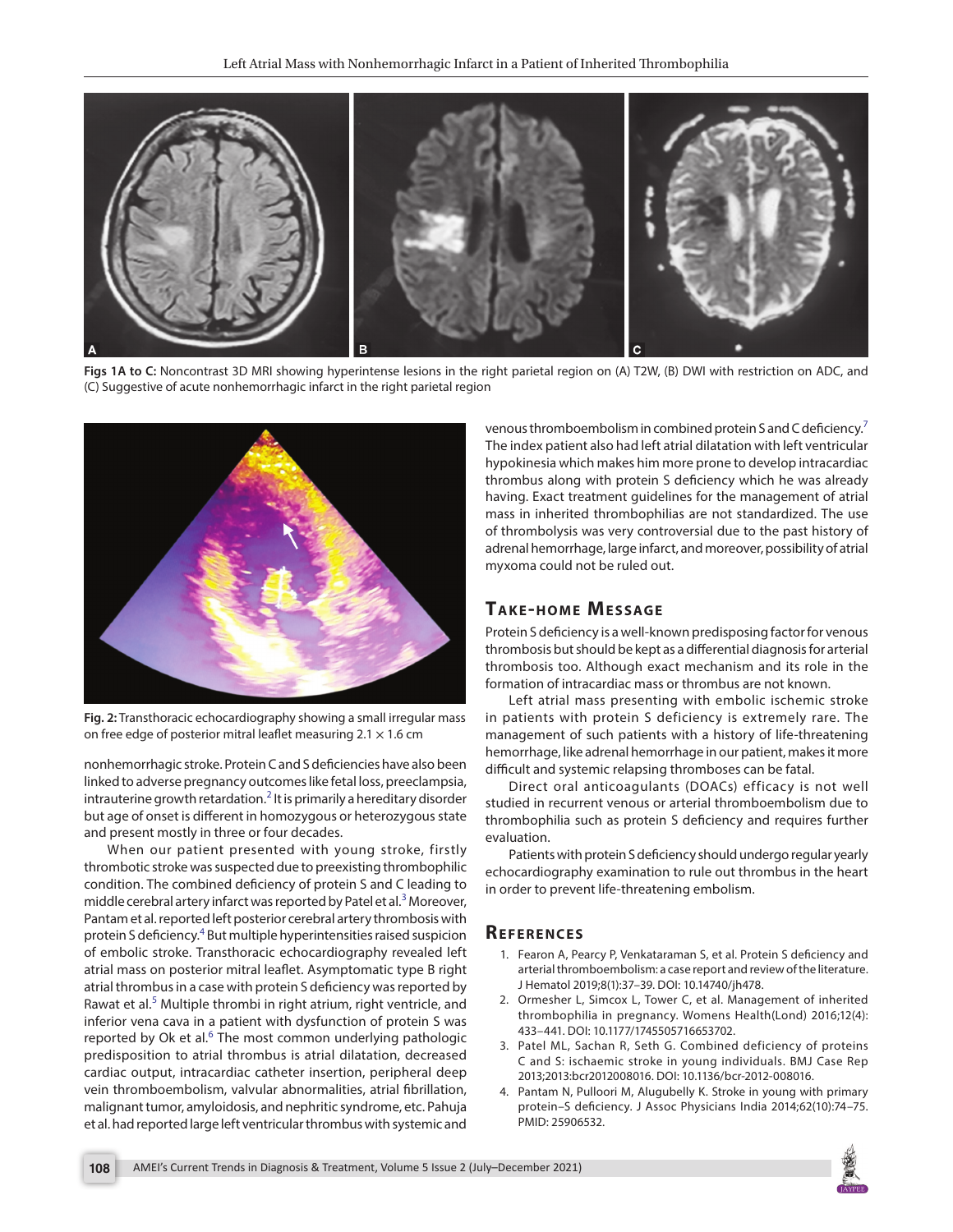Figs 1A to C: Noncontrast 3D MRI showing hyperintense lesions in the right parietal region on (A) T2W, (B) DWI with restriction on ADC, and (C) Suggestive of acute nonhemorrhagic infarct in the right parietal region

Fig. 2: Transthoracic echocardiography showing a small irregular mass on free edge of posterior mitral leaflet measuring 2.1 × 1.6 cm

nonhemorrhagic stroke. Protein C and S deficiencies have also been linked to adverse pregnancy outcomes like fetal loss, preeclampsia, intrauterine growth retardation.[2] It is primarily a hereditary disorder but age of onset is different in homozygous or heterozygous state and present mostly in three or four decades.

When our patient presented with young stroke, firstly thrombotic stroke was suspected due to preexisting thrombophilic condition. The combined deficiency of protein S and C leading to middle cerebral artery infarct was reported by Patel et al.[3] Moreover, Pantam et al. reported left posterior cerebral artery thrombosis with protein S deficiency.[4] But multiple hyperintensities raised suspicion of embolic stroke. Transthoracic echocardiography revealed left atrial mass on posterior mitral leaflet. Asymptomatic type B right atrial thrombus in a case with protein S deficiency was reported by Rawat et al.[5] Multiple thrombi in right atrium, right ventricle, and inferior vena cava in a patient with dysfunction of protein S was reported by Ok et al.[6] The most common underlying pathologic predisposition to atrial thrombus is atrial dilatation, decreased cardiac output, intracardiac catheter insertion, peripheral deep vein thromboembolism, valvular abnormalities, atrial fibrillation, malignant tumor, amyloidosis, and nephritic syndrome, etc. Pahuja et al. had reported large left ventricular thrombus with systemic and venous thromboembolism in combined protein S and C deficiency.[7] The index patient also had left atrial dilatation with left ventricular hypokinesia which makes him more prone to develop intracardiac thrombus along with protein S deficiency which he was already having. Exact treatment guidelines for the management of atrial mass in inherited thrombophilias are not standardized. The use of thrombolysis was very controversial due to the past history of adrenal hemorrhage, large infarct, and moreover, possibility of atrial myxoma could not be ruled out.

## Take-home Message

Protein S deficiency is a well-known predisposing factor for venous thrombosis but should be kept as a differential diagnosis for arterial thrombosis too. Although exact mechanism and its role in the formation of intracardiac mass or thrombus are not known.

Left atrial mass presenting with embolic ischemic stroke in patients with protein S deficiency is extremely rare. The management of such patients with a history of life-threatening hemorrhage, like adrenal hemorrhage in our patient, makes it more difficult and systemic relapsing thromboses can be fatal.

Direct oral anticoagulants (DOACs) efficacy is not well studied in recurrent venous or arterial thromboembolism due to thrombophilia such as protein S deficiency and requires further evaluation.

Patients with protein S deficiency should undergo regular yearly echocardiography examination to rule out thrombus in the heart in order to prevent life-threatening embolism.

## References

1. Fearon A, Pearcy P, Venkataraman S, et al. Protein S deficiency and arterial thromboembolism: a case report and review of the literature. J Hematol 2019;8(1):37–39. DOI: 10.14740/jh478.
2. Ormesher L, Simcox L, Tower C, et al. Management of inherited thrombophilia in pregnancy. Womens Health(Lond) 2016;12(4): 433–441. DOI: 10.1177/1745505716653702.
3. Patel ML, Sachan R, Seth G. Combined deficiency of proteins C and S: ischaemic stroke in young individuals. BMJ Case Rep 2013;2013:bcr2012008016. DOI: 10.1136/bcr-2012-008016.
4. Pantam N, Pulloori M, Alugubelly K. Stroke in young with primary protein–S deficiency. J Assoc Physicians India 2014;62(10):74–75. PMID: 25906532.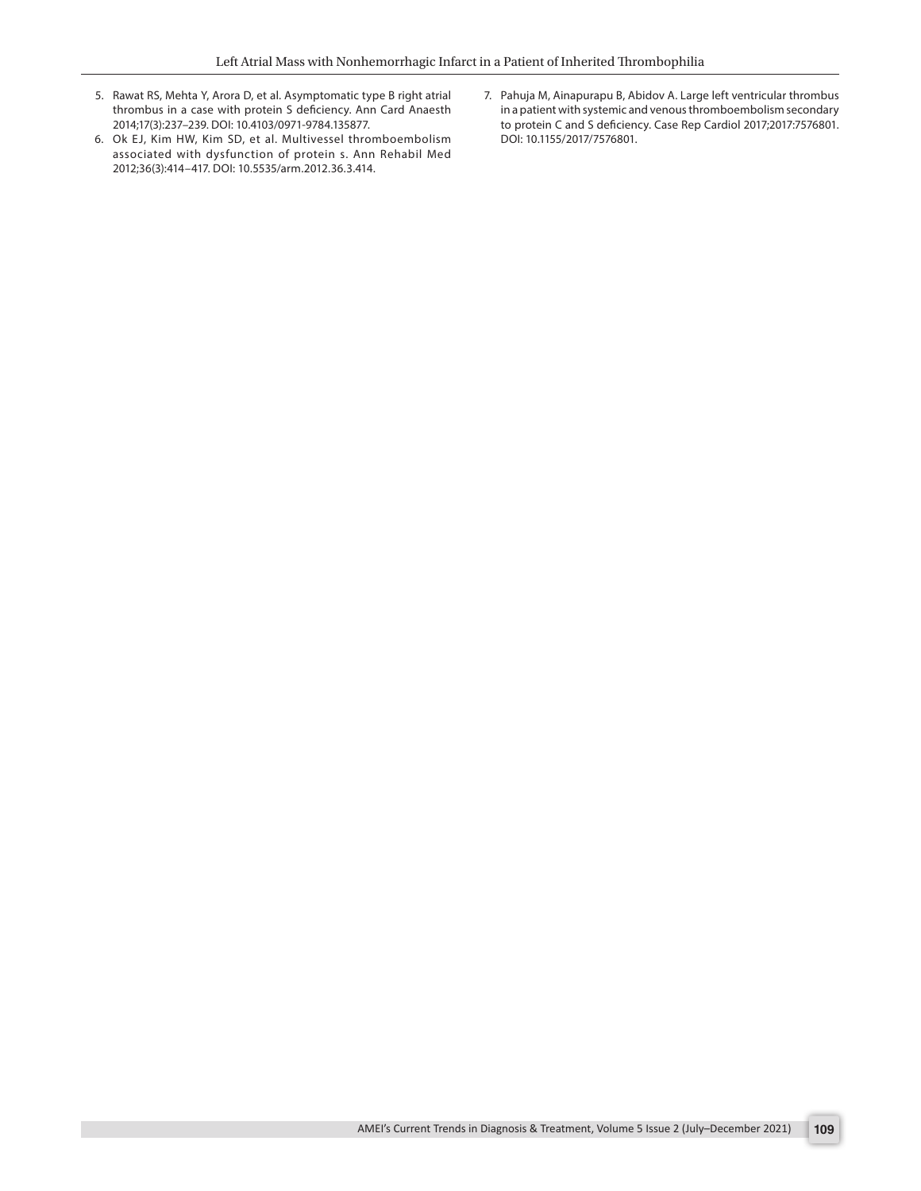5. Rawat RS, Mehta Y, Arora D, et al. Asymptomatic type B right atrial thrombus in a case with protein S deficiency. Ann Card Anaesth 2014;17(3):237–239. DOI: 10.4103/0971-9784.135877.
6. Ok EJ, Kim HW, Kim SD, et al. Multivessel thromboembolism associated with dysfunction of protein s. Ann Rehabil Med 2012;36(3):414–417. DOI: 10.5535/arm.2012.36.3.414.
7. Pahuja M, Ainapurapu B, Abidov A. Large left ventricular thrombus in a patient with systemic and venous thromboembolism secondary to protein C and S deficiency. Case Rep Cardiol 2017;2017:7576801. DOI: 10.1155/2017/7576801.